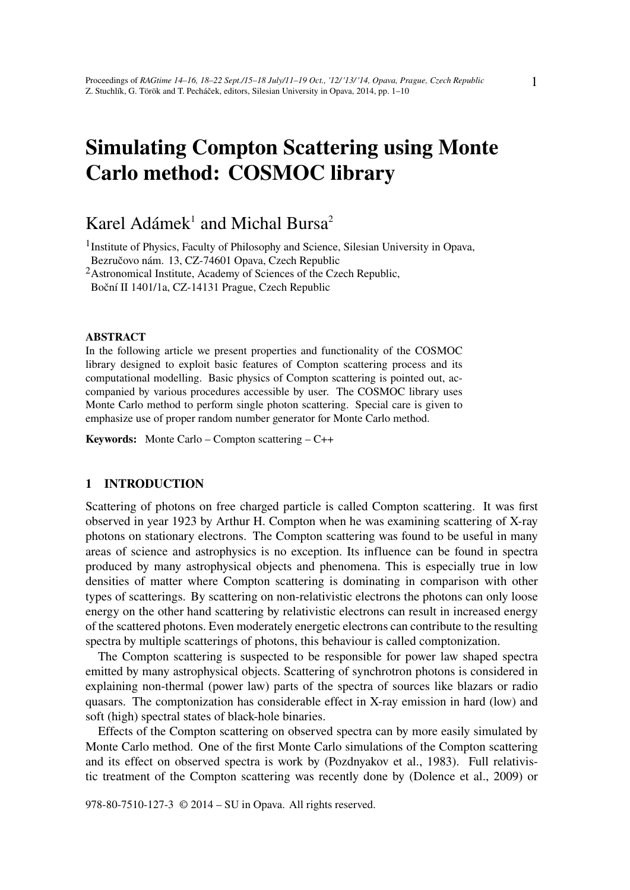# Simulating Compton Scattering using Monte Carlo method: COSMOC library

Karel Adámek[1] and Michal Bursa[2]

[1]Institute of Physics, Faculty of Philosophy and Science, Silesian University in Opava, Bezručovo nám. 13, CZ-74601 Opava, Czech Republic

[2]Astronomical Institute, Academy of Sciences of the Czech Republic, Boční II 1401/1a, CZ-14131 Prague, Czech Republic

### ABSTRACT

In the following article we present properties and functionality of the COSMOC library designed to exploit basic features of Compton scattering process and its computational modelling. Basic physics of Compton scattering is pointed out, accompanied by various procedures accessible by user. The COSMOC library uses Monte Carlo method to perform single photon scattering. Special care is given to emphasize use of proper random number generator for Monte Carlo method.

**Keywords:** Monte Carlo – Compton scattering – C++

## 1 INTRODUCTION

Scattering of photons on free charged particle is called Compton scattering. It was first observed in year 1923 by Arthur H. Compton when he was examining scattering of X-ray photons on stationary electrons. The Compton scattering was found to be useful in many areas of science and astrophysics is no exception. Its influence can be found in spectra produced by many astrophysical objects and phenomena. This is especially true in low densities of matter where Compton scattering is dominating in comparison with other types of scatterings. By scattering on non-relativistic electrons the photons can only loose energy on the other hand scattering by relativistic electrons can result in increased energy of the scattered photons. Even moderately energetic electrons can contribute to the resulting spectra by multiple scatterings of photons, this behaviour is called comptonization.

The Compton scattering is suspected to be responsible for power law shaped spectra emitted by many astrophysical objects. Scattering of synchrotron photons is considered in explaining non-thermal (power law) parts of the spectra of sources like blazars or radio quasars. The comptonization has considerable effect in X-ray emission in hard (low) and soft (high) spectral states of black-hole binaries.

Effects of the Compton scattering on observed spectra can by more easily simulated by Monte Carlo method. One of the first Monte Carlo simulations of the Compton scattering and its effect on observed spectra is work by (Pozdnyakov et al., 1983). Full relativistic treatment of the Compton scattering was recently done by (Dolence et al., 2009) or

978-80-7510-127-3 © 2014 – SU in Opava. All rights reserved.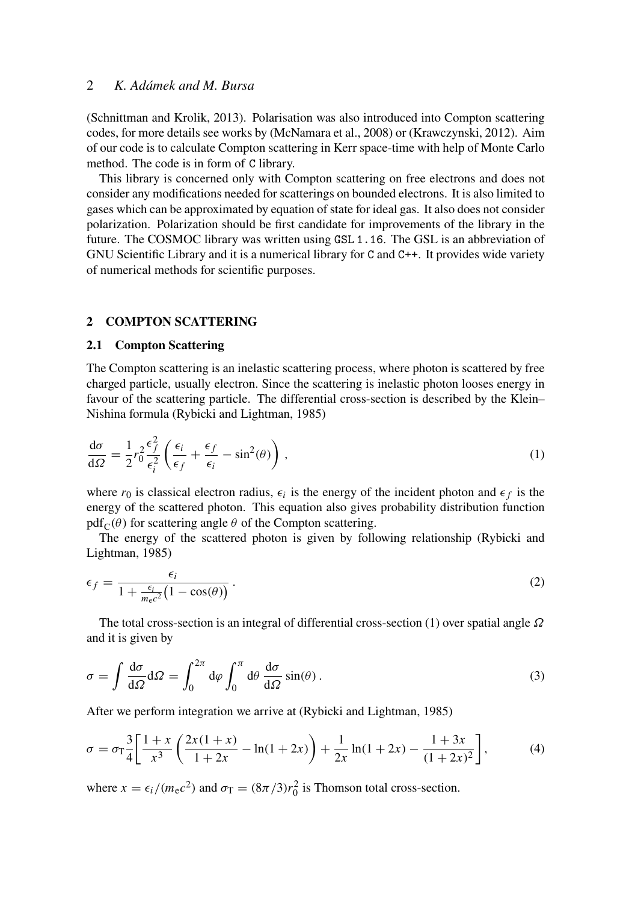(Schnittman and Krolik, 2013). Polarisation was also introduced into Compton scattering codes, for more details see works by (McNamara et al., 2008) or (Krawczynski, 2012). Aim of our code is to calculate Compton scattering in Kerr space-time with help of Monte Carlo method. The code is in form of `C` library.

This library is concerned only with Compton scattering on free electrons and does not consider any modifications needed for scatterings on bounded electrons. It is also limited to gases which can be approximated by equation of state for ideal gas. It also does not consider polarization. Polarization should be first candidate for improvements of the library in the future. The COSMOC library was written using `GSL 1.16`. The GSL is an abbreviation of GNU Scientific Library and it is a numerical library for `C` and `C++`. It provides wide variety of numerical methods for scientific purposes.

## 2 COMPTON SCATTERING

### 2.1 Compton Scattering

The Compton scattering is an inelastic scattering process, where photon is scattered by free charged particle, usually electron. Since the scattering is inelastic photon looses energy in favour of the scattering particle. The differential cross-section is described by the Klein–Nishina formula (Rybicki and Lightman, 1985)

$$\frac{\mathrm{d}\sigma}{\mathrm{d}\Omega} = \frac{1}{2} r_0^2 \frac{\epsilon_f^2}{\epsilon_i^2} \left( \frac{\epsilon_i}{\epsilon_f} + \frac{\epsilon_f}{\epsilon_i} - \sin^2(\theta) \right) , \tag{1}$$

where $r_0$ is classical electron radius, $\epsilon_i$ is the energy of the incident photon and $\epsilon_f$ is the energy of the scattered photon. This equation also gives probability distribution function $\mathrm{pdf_C}(\theta)$ for scattering angle $\theta$ of the Compton scattering.

The energy of the scattered photon is given by following relationship (Rybicki and Lightman, 1985)

$$\epsilon_f = \frac{\epsilon_i}{1 + \frac{\epsilon_i}{m_\mathrm{e} c^2}\big(1 - \cos(\theta)\big)} . \tag{2}$$

The total cross-section is an integral of differential cross-section (1) over spatial angle $\Omega$ and it is given by

$$\sigma = \int \frac{\mathrm{d}\sigma}{\mathrm{d}\Omega} \mathrm{d}\Omega = \int_0^{2\pi} \mathrm{d}\varphi \int_0^{\pi} \mathrm{d}\theta \, \frac{\mathrm{d}\sigma}{\mathrm{d}\Omega} \sin(\theta) . \tag{3}$$

After we perform integration we arrive at (Rybicki and Lightman, 1985)

$$\sigma = \sigma_\mathrm{T} \frac{3}{4} \left[ \frac{1+x}{x^3} \left( \frac{2x(1+x)}{1+2x} - \ln(1+2x) \right) + \frac{1}{2x} \ln(1+2x) - \frac{1+3x}{(1+2x)^2} \right], \tag{4}$$

where $x = \epsilon_i/(m_\mathrm{e} c^2)$ and $\sigma_\mathrm{T} = (8\pi/3) r_0^2$ is Thomson total cross-section.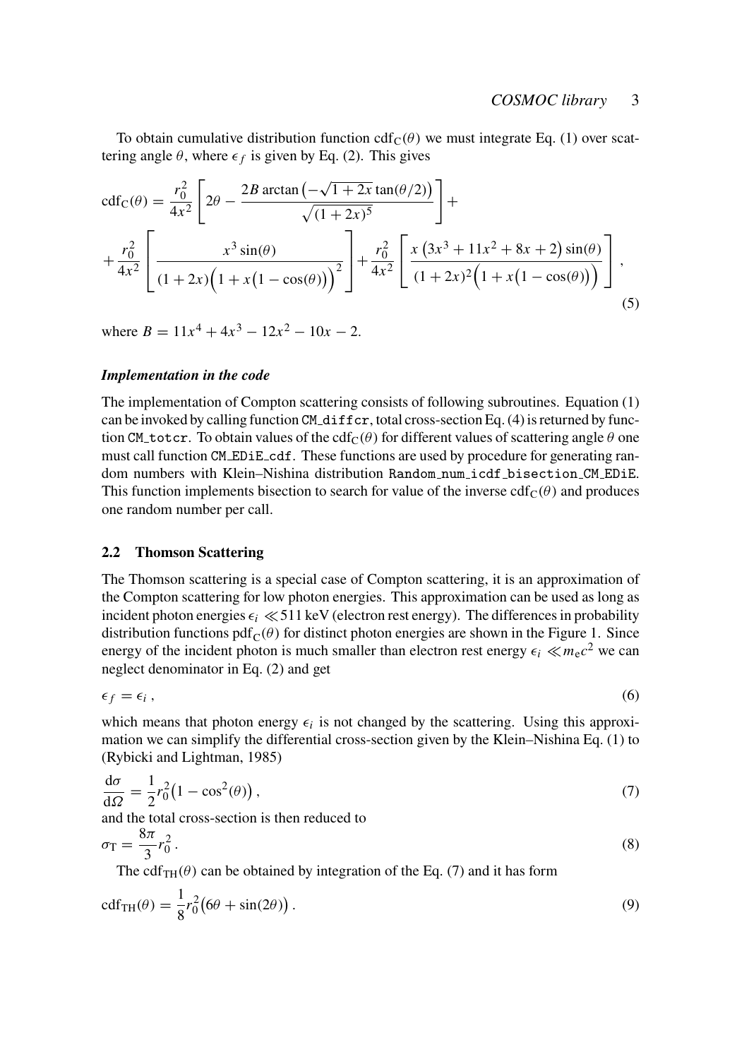To obtain cumulative distribution function $\mathrm{cdf_C}(\theta)$ we must integrate Eq. (1) over scattering angle $\theta$, where $\epsilon_f$ is given by Eq. (2). This gives

$$
\begin{aligned}
\mathrm{cdf_C}(\theta) &= \frac{r_0^2}{4x^2}\left[2\theta - \frac{2B\arctan\left(-\sqrt{1+2x}\tan(\theta/2)\right)}{\sqrt{(1+2x)^5}}\right] + \\
&+ \frac{r_0^2}{4x^2}\left[\frac{x^3\sin(\theta)}{(1+2x)\Big(1+x\big(1-\cos(\theta)\big)\Big)^2}\right] + \frac{r_0^2}{4x^2}\left[\frac{x\left(3x^3+11x^2+8x+2\right)\sin(\theta)}{(1+2x)^2\Big(1+x\big(1-\cos(\theta)\big)\Big)}\right],
\end{aligned}
\tag{5}
$$

where $B = 11x^4 + 4x^3 - 12x^2 - 10x - 2$.

### *Implementation in the code*

The implementation of Compton scattering consists of following subroutines. Equation (1) can be invoked by calling function `CM_diffcr`, total cross-section Eq. (4) is returned by function `CM_totcr`. To obtain values of the $\mathrm{cdf_C}(\theta)$ for different values of scattering angle $\theta$ one must call function `CM_EDiE_cdf`. These functions are used by procedure for generating random numbers with Klein–Nishina distribution `Random_num_icdf_bisection_CM_EDiE`. This function implements bisection to search for value of the inverse $\mathrm{cdf_C}(\theta)$ and produces one random number per call.

## 2.2 Thomson Scattering

The Thomson scattering is a special case of Compton scattering, it is an approximation of the Compton scattering for low photon energies. This approximation can be used as long as incident photon energies $\epsilon_i \ll 511$ keV (electron rest energy). The differences in probability distribution functions $\mathrm{pdf_C}(\theta)$ for distinct photon energies are shown in the Figure 1. Since energy of the incident photon is much smaller than electron rest energy $\epsilon_i \ll m_\mathrm{e}c^2$ we can neglect denominator in Eq. (2) and get

$$
\epsilon_f = \epsilon_i\,, \tag{6}
$$

which means that photon energy $\epsilon_i$ is not changed by the scattering. Using this approximation we can simplify the differential cross-section given by the Klein–Nishina Eq. (1) to (Rybicki and Lightman, 1985)

$$
\frac{\mathrm{d}\sigma}{\mathrm{d}\Omega} = \frac{1}{2}r_0^2\big(1-\cos^2(\theta)\big)\,, \tag{7}
$$

and the total cross-section is then reduced to

$$
\sigma_\mathrm{T} = \frac{8\pi}{3}r_0^2\,. \tag{8}
$$

The $\mathrm{cdf_{TH}}(\theta)$ can be obtained by integration of the Eq. (7) and it has form

$$
\mathrm{cdf_{TH}}(\theta) = \frac{1}{8}r_0^2\big(6\theta + \sin(2\theta)\big)\,. \tag{9}
$$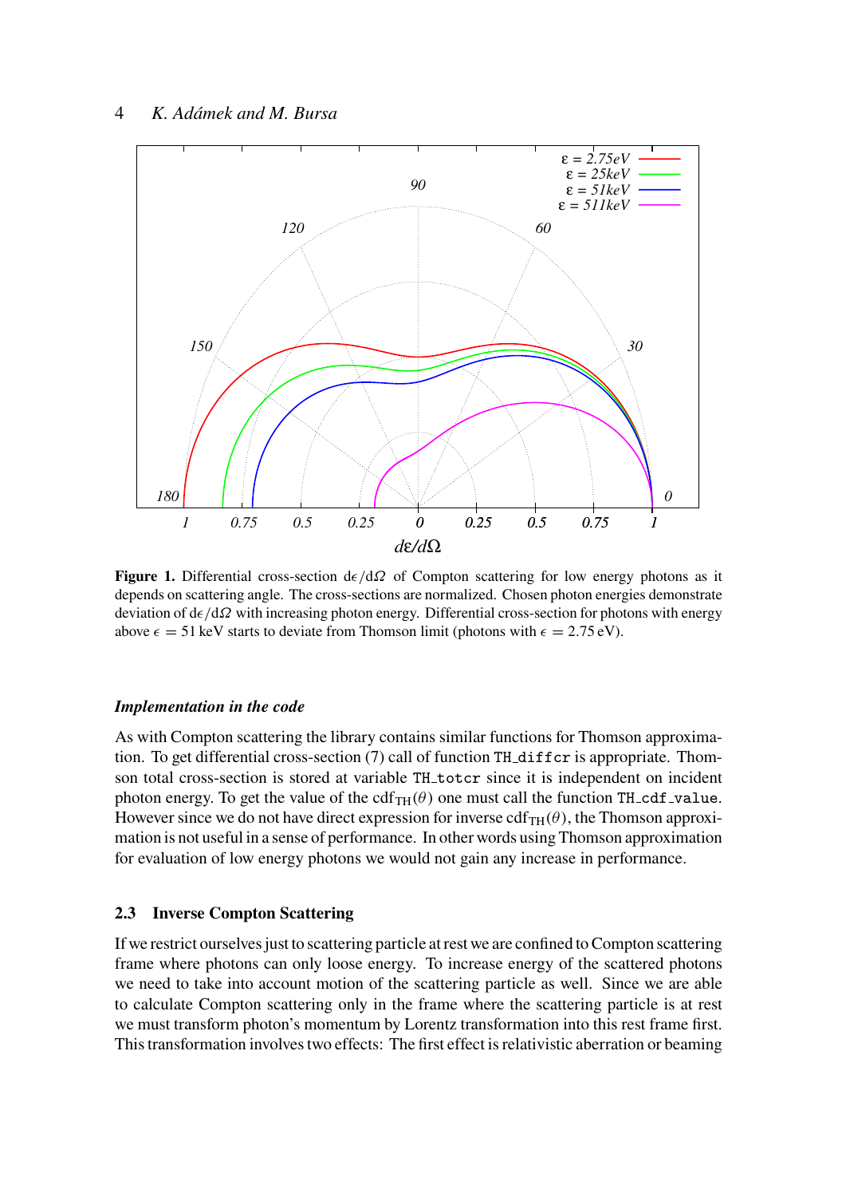**Figure 1.** Differential cross-section $d\epsilon/d\Omega$ of Compton scattering for low energy photons as it depends on scattering angle. The cross-sections are normalized. Chosen photon energies demonstrate deviation of $d\epsilon/d\Omega$ with increasing photon energy. Differential cross-section for photons with energy above $\epsilon = 51$ keV starts to deviate from Thomson limit (photons with $\epsilon = 2.75$ eV).

***Implementation in the code***

As with Compton scattering the library contains similar functions for Thomson approximation. To get differential cross-section (7) call of function `TH_diffcr` is appropriate. Thomson total cross-section is stored at variable `TH_totcr` since it is independent on incident photon energy. To get the value of the $\mathrm{cdf}_{\mathrm{TH}}(\theta)$ one must call the function `TH_cdf_value`. However since we do not have direct expression for inverse $\mathrm{cdf}_{\mathrm{TH}}(\theta)$, the Thomson approximation is not useful in a sense of performance. In other words using Thomson approximation for evaluation of low energy photons we would not gain any increase in performance.

### 2.3 Inverse Compton Scattering

If we restrict ourselves just to scattering particle at rest we are confined to Compton scattering frame where photons can only loose energy. To increase energy of the scattered photons we need to take into account motion of the scattering particle as well. Since we are able to calculate Compton scattering only in the frame where the scattering particle is at rest we must transform photon's momentum by Lorentz transformation into this rest frame first. This transformation involves two effects: The first effect is relativistic aberration or beaming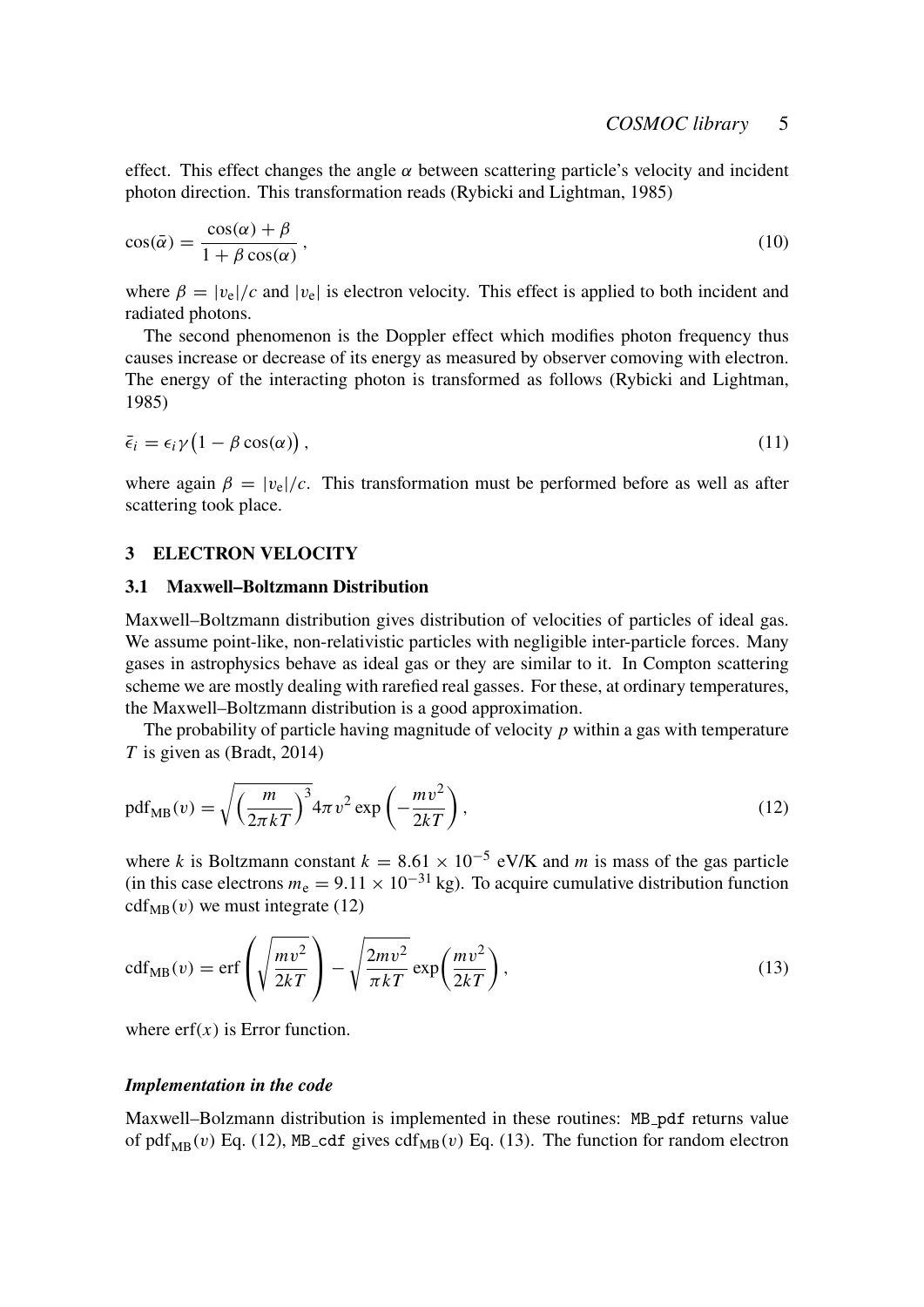effect. This effect changes the angle $\alpha$ between scattering particle's velocity and incident photon direction. This transformation reads (Rybicki and Lightman, 1985)

$$\cos(\bar{\alpha}) = \frac{\cos(\alpha) + \beta}{1 + \beta \cos(\alpha)}, \tag{10}$$

where $\beta = |v_e|/c$ and $|v_e|$ is electron velocity. This effect is applied to both incident and radiated photons.

The second phenomenon is the Doppler effect which modifies photon frequency thus causes increase or decrease of its energy as measured by observer comoving with electron. The energy of the interacting photon is transformed as follows (Rybicki and Lightman, 1985)

$$\bar{\epsilon}_i = \epsilon_i \gamma \big(1 - \beta \cos(\alpha)\big), \tag{11}$$

where again $\beta = |v_e|/c$. This transformation must be performed before as well as after scattering took place.

## 3 ELECTRON VELOCITY

### 3.1 Maxwell–Boltzmann Distribution

Maxwell–Boltzmann distribution gives distribution of velocities of particles of ideal gas. We assume point-like, non-relativistic particles with negligible inter-particle forces. Many gases in astrophysics behave as ideal gas or they are similar to it. In Compton scattering scheme we are mostly dealing with rarefied real gasses. For these, at ordinary temperatures, the Maxwell–Boltzmann distribution is a good approximation.

The probability of particle having magnitude of velocity $p$ within a gas with temperature $T$ is given as (Bradt, 2014)

$$\mathrm{pdf_{MB}}(v) = \sqrt{\left(\frac{m}{2\pi kT}\right)^3} 4\pi v^2 \exp\left(-\frac{mv^2}{2kT}\right), \tag{12}$$

where $k$ is Boltzmann constant $k = 8.61 \times 10^{-5}$ eV/K and $m$ is mass of the gas particle (in this case electrons $m_e = 9.11 \times 10^{-31}$ kg). To acquire cumulative distribution function $\mathrm{cdf_{MB}}(v)$ we must integrate (12)

$$\mathrm{cdf_{MB}}(v) = \mathrm{erf}\left(\sqrt{\frac{mv^2}{2kT}}\right) - \sqrt{\frac{2mv^2}{\pi kT}} \exp\!\left(\frac{mv^2}{2kT}\right), \tag{13}$$

where $\mathrm{erf}(x)$ is Error function.

#### *Implementation in the code*

Maxwell–Bolzmann distribution is implemented in these routines: `MB_pdf` returns value of $\mathrm{pdf_{MB}}(v)$ Eq. (12), `MB_cdf` gives $\mathrm{cdf_{MB}}(v)$ Eq. (13). The function for random electron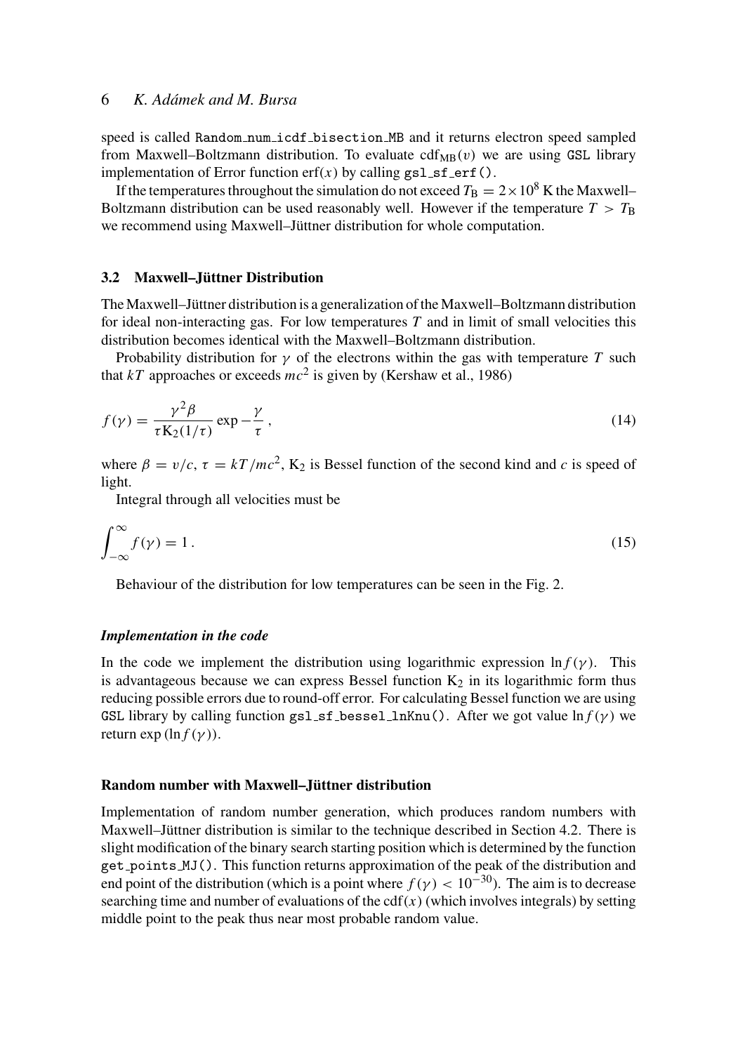speed is called `Random_num_icdf_bisection_MB` and it returns electron speed sampled from Maxwell–Boltzmann distribution. To evaluate $\mathrm{cdf}_{\mathrm{MB}}(v)$ we are using `GSL` library implementation of Error function $\mathrm{erf}(x)$ by calling `gsl_sf_erf()`.

If the temperatures throughout the simulation do not exceed $T_{\mathrm{B}} = 2 \times 10^8$ K the Maxwell–Boltzmann distribution can be used reasonably well. However if the temperature $T > T_{\mathrm{B}}$ we recommend using Maxwell–Jüttner distribution for whole computation.

### 3.2 Maxwell–Jüttner Distribution

The Maxwell–Jüttner distribution is a generalization of the Maxwell–Boltzmann distribution for ideal non-interacting gas. For low temperatures $T$ and in limit of small velocities this distribution becomes identical with the Maxwell–Boltzmann distribution.

Probability distribution for $\gamma$ of the electrons within the gas with temperature $T$ such that $kT$ approaches or exceeds $mc^2$ is given by (Kershaw et al., 1986)

$$f(\gamma) = \frac{\gamma^2 \beta}{\tau \mathrm{K}_2(1/\tau)} \exp - \frac{\gamma}{\tau} \,, \tag{14}$$

where $\beta = v/c$, $\tau = kT/mc^2$, $\mathrm{K}_2$ is Bessel function of the second kind and $c$ is speed of light.

Integral through all velocities must be

$$\int_{-\infty}^{\infty} f(\gamma) = 1 \,. \tag{15}$$

Behaviour of the distribution for low temperatures can be seen in the Fig. 2.

#### *Implementation in the code*

In the code we implement the distribution using logarithmic expression $\ln f(\gamma)$. This is advantageous because we can express Bessel function $\mathrm{K}_2$ in its logarithmic form thus reducing possible errors due to round-off error. For calculating Bessel function we are using `GSL` library by calling function `gsl_sf_bessel_lnKnu()`. After we got value $\ln f(\gamma)$ we return $\exp(\ln f(\gamma))$.

#### Random number with Maxwell–Jüttner distribution

Implementation of random number generation, which produces random numbers with Maxwell–Jüttner distribution is similar to the technique described in Section 4.2. There is slight modification of the binary search starting position which is determined by the function `get_points_MJ()`. This function returns approximation of the peak of the distribution and end point of the distribution (which is a point where $f(\gamma) < 10^{-30}$). The aim is to decrease searching time and number of evaluations of the $\mathrm{cdf}(x)$ (which involves integrals) by setting middle point to the peak thus near most probable random value.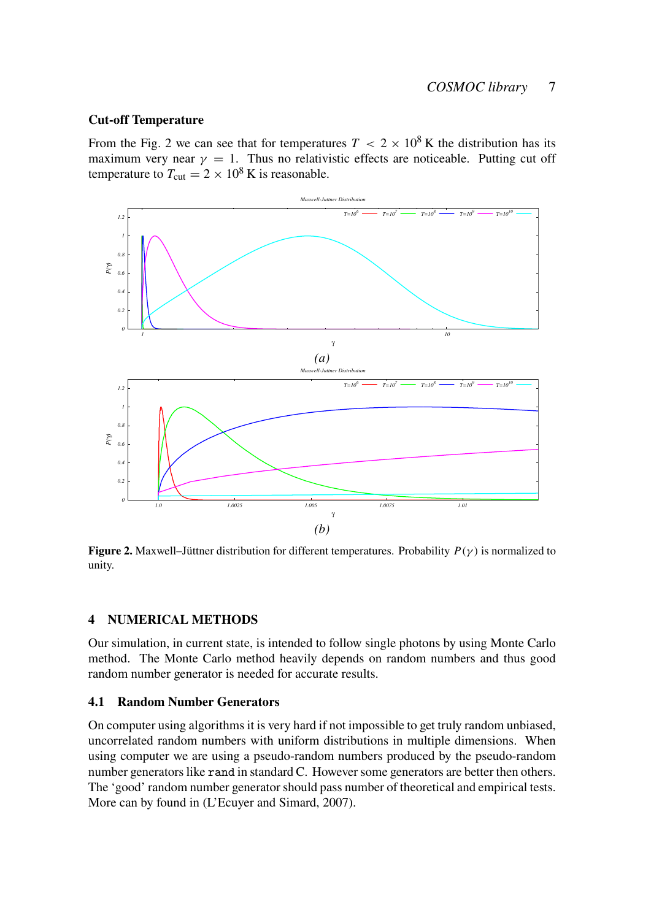### Cut-off Temperature

From the Fig. 2 we can see that for temperatures $T < 2 \times 10^8$ K the distribution has its maximum very near $\gamma = 1$. Thus no relativistic effects are noticeable. Putting cut off temperature to $T_{\text{cut}} = 2 \times 10^8$ K is reasonable.

*(a)*

*(b)*

**Figure 2.** Maxwell–Jüttner distribution for different temperatures. Probability $P(\gamma)$ is normalized to unity.

## 4 NUMERICAL METHODS

Our simulation, in current state, is intended to follow single photons by using Monte Carlo method. The Monte Carlo method heavily depends on random numbers and thus good random number generator is needed for accurate results.

### 4.1 Random Number Generators

On computer using algorithms it is very hard if not impossible to get truly random unbiased, uncorrelated random numbers with uniform distributions in multiple dimensions. When using computer we are using a pseudo-random numbers produced by the pseudo-random number generators like `rand` in standard C. However some generators are better then others. The 'good' random number generator should pass number of theoretical and empirical tests. More can by found in (L'Ecuyer and Simard, 2007).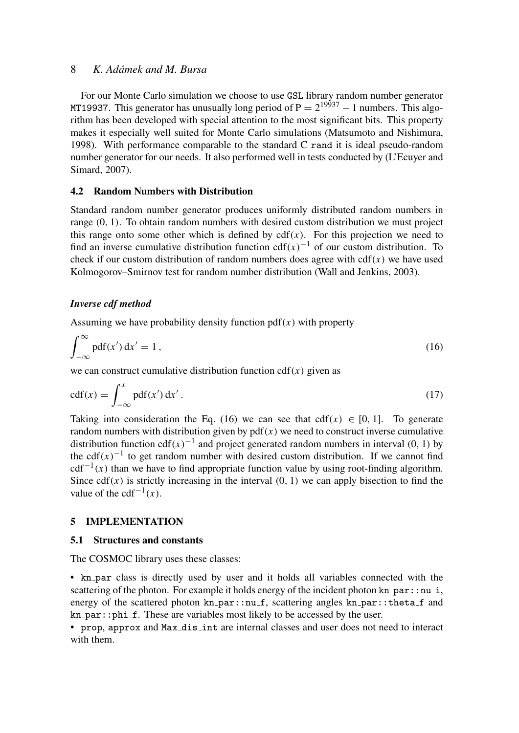For our Monte Carlo simulation we choose to use GSL library random number generator MT19937. This generator has unusually long period of $P = 2^{19937} - 1$ numbers. This algorithm has been developed with special attention to the most significant bits. This property makes it especially well suited for Monte Carlo simulations (Matsumoto and Nishimura, 1998). With performance comparable to the standard C `rand` it is ideal pseudo-random number generator for our needs. It also performed well in tests conducted by (L'Ecuyer and Simard, 2007).

### 4.2 Random Numbers with Distribution

Standard random number generator produces uniformly distributed random numbers in range (0, 1). To obtain random numbers with desired custom distribution we must project this range onto some other which is defined by $\mathrm{cdf}(x)$. For this projection we need to find an inverse cumulative distribution function $\mathrm{cdf}(x)^{-1}$ of our custom distribution. To check if our custom distribution of random numbers does agree with $\mathrm{cdf}(x)$ we have used Kolmogorov–Smirnov test for random number distribution (Wall and Jenkins, 2003).

***Inverse cdf method***

Assuming we have probability density function $\mathrm{pdf}(x)$ with property

$$\int_{-\infty}^{\infty} \mathrm{pdf}(x')\,\mathrm{d}x' = 1\,, \tag{16}$$

we can construct cumulative distribution function $\mathrm{cdf}(x)$ given as

$$\mathrm{cdf}(x) = \int_{-\infty}^{x} \mathrm{pdf}(x')\,\mathrm{d}x'\,. \tag{17}$$

Taking into consideration the Eq. (16) we can see that $\mathrm{cdf}(x) \in [0, 1]$. To generate random numbers with distribution given by $\mathrm{pdf}(x)$ we need to construct inverse cumulative distribution function $\mathrm{cdf}(x)^{-1}$ and project generated random numbers in interval (0, 1) by the $\mathrm{cdf}(x)^{-1}$ to get random number with desired custom distribution. If we cannot find $\mathrm{cdf}^{-1}(x)$ than we have to find appropriate function value by using root-finding algorithm. Since $\mathrm{cdf}(x)$ is strictly increasing in the interval (0, 1) we can apply bisection to find the value of the $\mathrm{cdf}^{-1}(x)$.

## 5 IMPLEMENTATION

### 5.1 Structures and constants

The COSMOC library uses these classes:

- `kn_par` class is directly used by user and it holds all variables connected with the scattering of the photon. For example it holds energy of the incident photon `kn_par::nu_i`, energy of the scattered photon `kn_par::nu_f`, scattering angles `kn_par::theta_f` and `kn_par::phi_f`. These are variables most likely to be accessed by the user.
- `prop`, `approx` and `Max_dis_int` are internal classes and user does not need to interact with them.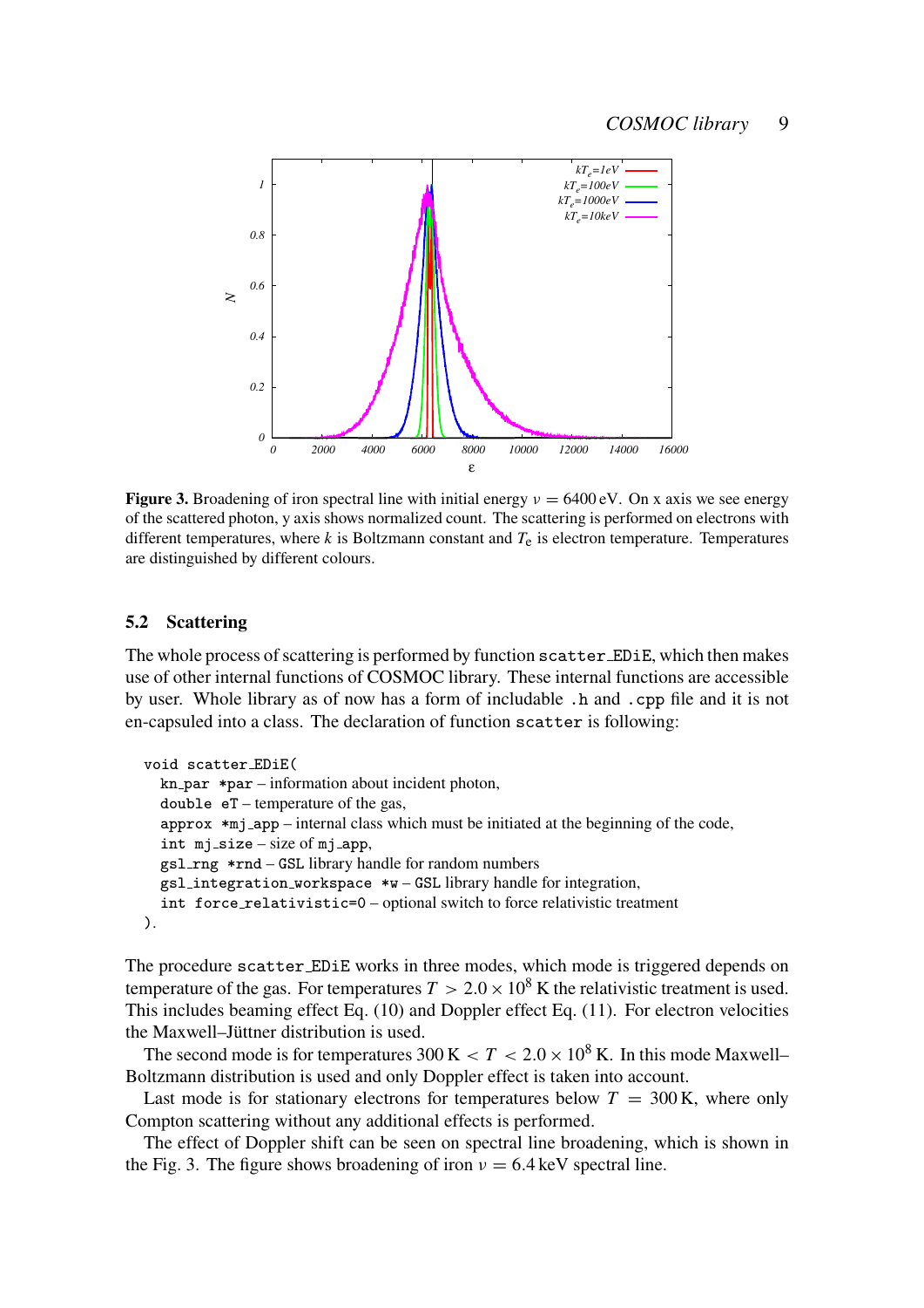**Figure 3.** Broadening of iron spectral line with initial energy $\nu = 6400\,\mathrm{eV}$. On x axis we see energy of the scattered photon, y axis shows normalized count. The scattering is performed on electrons with different temperatures, where $k$ is Boltzmann constant and $T_\mathrm{e}$ is electron temperature. Temperatures are distinguished by different colours.

### 5.2 Scattering

The whole process of scattering is performed by function `scatter_EDiE`, which then makes use of other internal functions of COSMOC library. These internal functions are accessible by user. Whole library as of now has a form of includable `.h` and `.cpp` file and it is not en-capsuled into a class. The declaration of function `scatter` is following:

```
void scatter_EDiE(
  kn_par *par – information about incident photon,
  double eT – temperature of the gas,
  approx *mj_app – internal class which must be initiated at the beginning of the code,
  int mj_size – size of mj_app,
  gsl_rng *rnd – GSL library handle for random numbers
  gsl_integration_workspace *w – GSL library handle for integration,
  int force_relativistic=0 – optional switch to force relativistic treatment
).
```

The procedure `scatter_EDiE` works in three modes, which mode is triggered depends on temperature of the gas. For temperatures $T > 2.0 \times 10^8\,\mathrm{K}$ the relativistic treatment is used. This includes beaming effect Eq. (10) and Doppler effect Eq. (11). For electron velocities the Maxwell–Jüttner distribution is used.

The second mode is for temperatures $300\,\mathrm{K} < T < 2.0 \times 10^8\,\mathrm{K}$. In this mode Maxwell–Boltzmann distribution is used and only Doppler effect is taken into account.

Last mode is for stationary electrons for temperatures below $T = 300\,\mathrm{K}$, where only Compton scattering without any additional effects is performed.

The effect of Doppler shift can be seen on spectral line broadening, which is shown in the Fig. 3. The figure shows broadening of iron $\nu = 6.4\,\mathrm{keV}$ spectral line.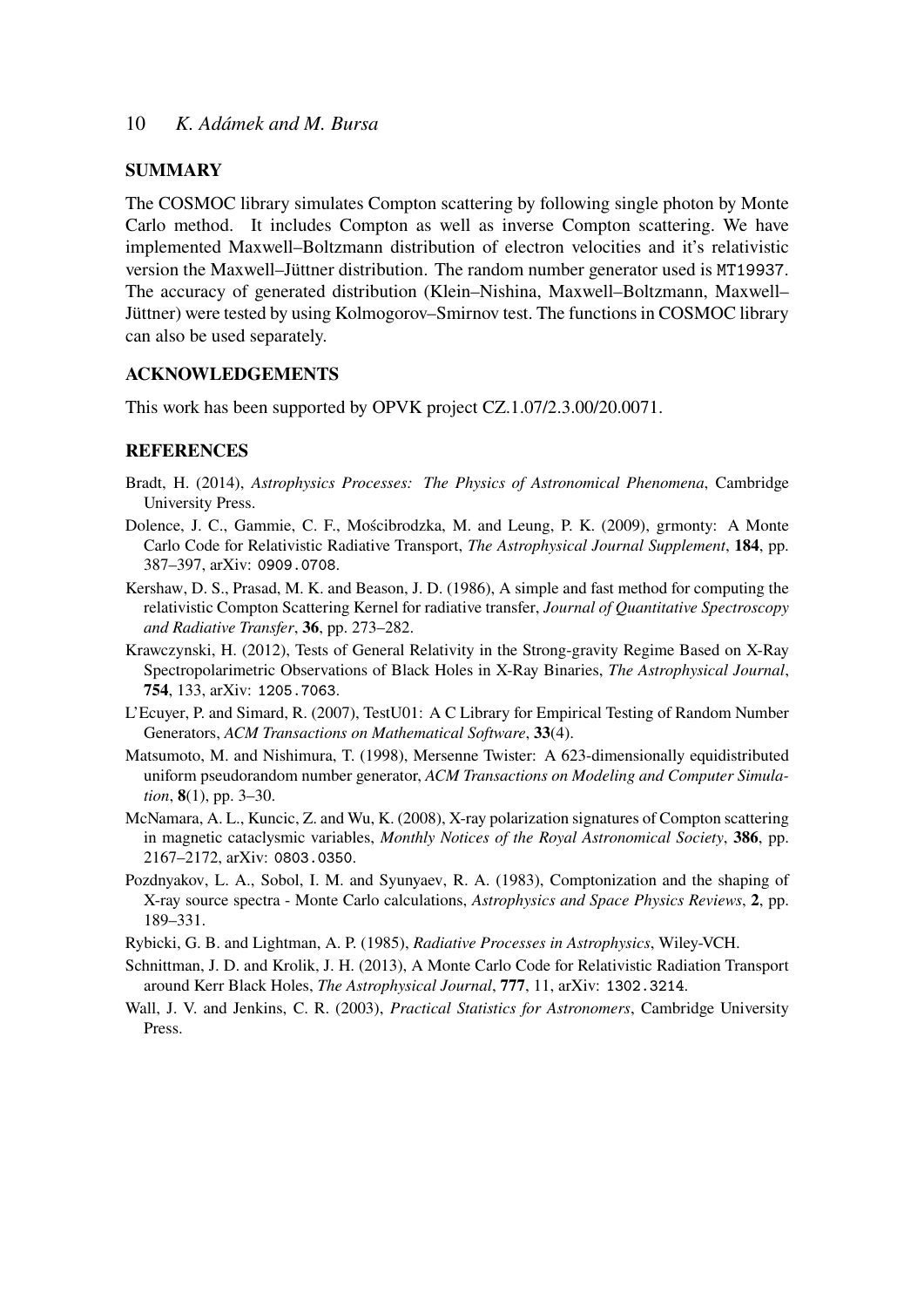## SUMMARY

The COSMOC library simulates Compton scattering by following single photon by Monte Carlo method. It includes Compton as well as inverse Compton scattering. We have implemented Maxwell–Boltzmann distribution of electron velocities and it's relativistic version the Maxwell–Jüttner distribution. The random number generator used is MT19937. The accuracy of generated distribution (Klein–Nishina, Maxwell–Boltzmann, Maxwell–Jüttner) were tested by using Kolmogorov–Smirnov test. The functions in COSMOC library can also be used separately.

## ACKNOWLEDGEMENTS

This work has been supported by OPVK project CZ.1.07/2.3.00/20.0071.

## REFERENCES

Bradt, H. (2014), *Astrophysics Processes: The Physics of Astronomical Phenomena*, Cambridge University Press.

Dolence, J. C., Gammie, C. F., Mościbrodzka, M. and Leung, P. K. (2009), grmonty: A Monte Carlo Code for Relativistic Radiative Transport, *The Astrophysical Journal Supplement*, **184**, pp. 387–397, arXiv: 0909.0708.

Kershaw, D. S., Prasad, M. K. and Beason, J. D. (1986), A simple and fast method for computing the relativistic Compton Scattering Kernel for radiative transfer, *Journal of Quantitative Spectroscopy and Radiative Transfer*, **36**, pp. 273–282.

Krawczynski, H. (2012), Tests of General Relativity in the Strong-gravity Regime Based on X-Ray Spectropolarimetric Observations of Black Holes in X-Ray Binaries, *The Astrophysical Journal*, **754**, 133, arXiv: 1205.7063.

L'Ecuyer, P. and Simard, R. (2007), TestU01: A C Library for Empirical Testing of Random Number Generators, *ACM Transactions on Mathematical Software*, **33**(4).

Matsumoto, M. and Nishimura, T. (1998), Mersenne Twister: A 623-dimensionally equidistributed uniform pseudorandom number generator, *ACM Transactions on Modeling and Computer Simulation*, **8**(1), pp. 3–30.

McNamara, A. L., Kuncic, Z. and Wu, K. (2008), X-ray polarization signatures of Compton scattering in magnetic cataclysmic variables, *Monthly Notices of the Royal Astronomical Society*, **386**, pp. 2167–2172, arXiv: 0803.0350.

Pozdnyakov, L. A., Sobol, I. M. and Syunyaev, R. A. (1983), Comptonization and the shaping of X-ray source spectra - Monte Carlo calculations, *Astrophysics and Space Physics Reviews*, **2**, pp. 189–331.

Rybicki, G. B. and Lightman, A. P. (1985), *Radiative Processes in Astrophysics*, Wiley-VCH.

Schnittman, J. D. and Krolik, J. H. (2013), A Monte Carlo Code for Relativistic Radiation Transport around Kerr Black Holes, *The Astrophysical Journal*, **777**, 11, arXiv: 1302.3214.

Wall, J. V. and Jenkins, C. R. (2003), *Practical Statistics for Astronomers*, Cambridge University Press.